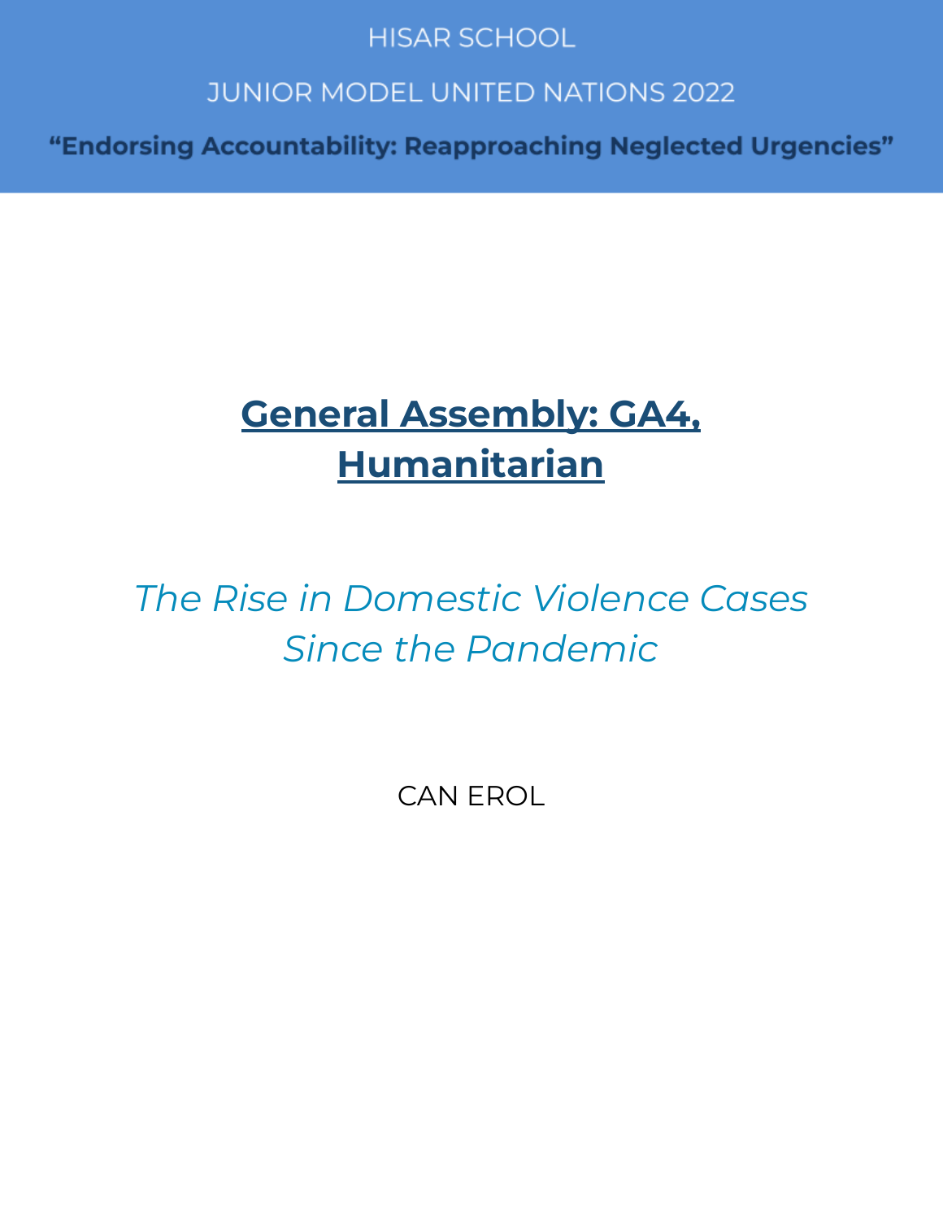HISAR SCHOOL

JUNIOR MODEL UNITED NATIONS 2022

**"Endorsing Accountability: Reapproaching Neglected Urgencies"**

# General Assembly: GA4, Humanitarian

## *The Rise in Domestic Violence Cases Since the Pandemic*

CAN EROL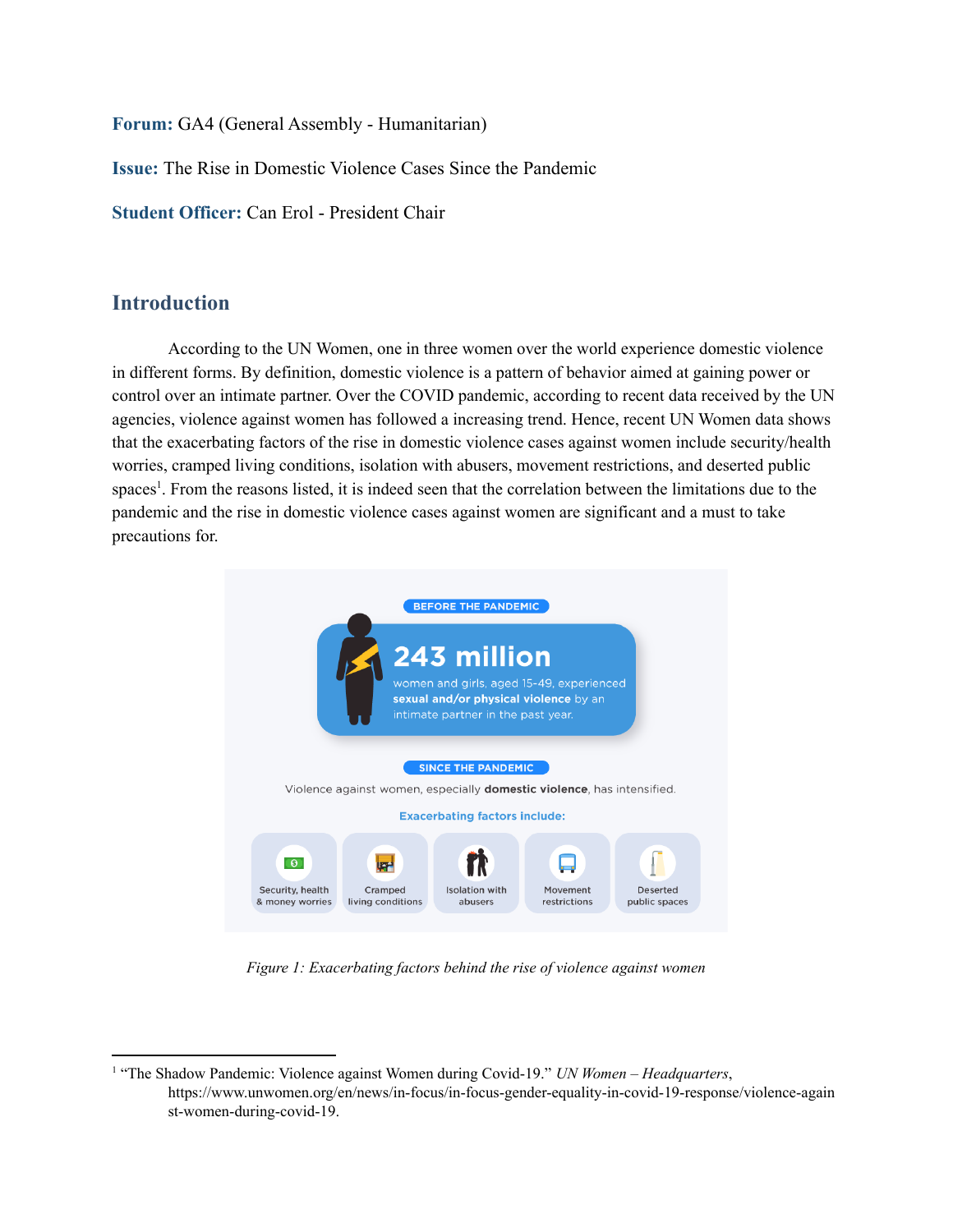**Forum:** GA4 (General Assembly - Humanitarian)

**Issue:** The Rise in Domestic Violence Cases Since the Pandemic

**Student Officer:** Can Erol - President Chair

## Introduction

According to the UN Women, one in three women over the world experience domestic violence in different forms. By definition, domestic violence is a pattern of behavior aimed at gaining power or control over an intimate partner. Over the COVID pandemic, according to recent data received by the UN agencies, violence against women has followed a increasing trend. Hence, recent UN Women data shows that the exacerbating factors of the rise in domestic violence cases against women include security/health worries, cramped living conditions, isolation with abusers, movement restrictions, and deserted public spaces[1]. From the reasons listed, it is indeed seen that the correlation between the limitations due to the pandemic and the rise in domestic violence cases against women are significant and a must to take precautions for.

BEFORE THE PANDEMIC

**243 million**

women and girls, aged 15-49, experienced **sexual and/or physical violence** by an intimate partner in the past year.

SINCE THE PANDEMIC

Violence against women, especially **domestic violence**, has intensified.

Exacerbating factors include:

- Security, health & money worries
- Cramped living conditions
- Isolation with abusers
- Movement restrictions
- Deserted public spaces

*Figure 1: Exacerbating factors behind the rise of violence against women*

---

[1] "The Shadow Pandemic: Violence against Women during Covid-19." *UN Women – Headquarters*, https://www.unwomen.org/en/news/in-focus/in-focus-gender-equality-in-covid-19-response/violence-against-women-during-covid-19.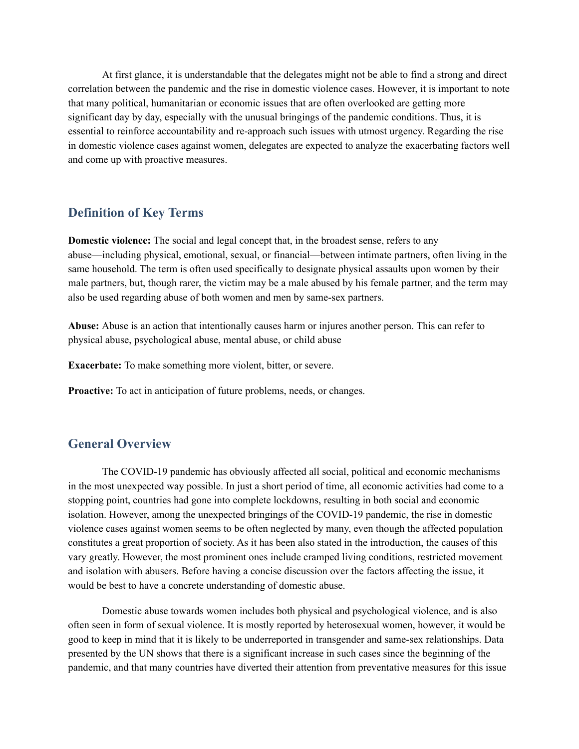At first glance, it is understandable that the delegates might not be able to find a strong and direct correlation between the pandemic and the rise in domestic violence cases. However, it is important to note that many political, humanitarian or economic issues that are often overlooked are getting more significant day by day, especially with the unusual bringings of the pandemic conditions. Thus, it is essential to reinforce accountability and re-approach such issues with utmost urgency. Regarding the rise in domestic violence cases against women, delegates are expected to analyze the exacerbating factors well and come up with proactive measures.

## Definition of Key Terms

**Domestic violence:** The social and legal concept that, in the broadest sense, refers to any abuse—including physical, emotional, sexual, or financial—between intimate partners, often living in the same household. The term is often used specifically to designate physical assaults upon women by their male partners, but, though rarer, the victim may be a male abused by his female partner, and the term may also be used regarding abuse of both women and men by same-sex partners.

**Abuse:** Abuse is an action that intentionally causes harm or injures another person. This can refer to physical abuse, psychological abuse, mental abuse, or child abuse

**Exacerbate:** To make something more violent, bitter, or severe.

**Proactive:** To act in anticipation of future problems, needs, or changes.

## General Overview

The COVID-19 pandemic has obviously affected all social, political and economic mechanisms in the most unexpected way possible. In just a short period of time, all economic activities had come to a stopping point, countries had gone into complete lockdowns, resulting in both social and economic isolation. However, among the unexpected bringings of the COVID-19 pandemic, the rise in domestic violence cases against women seems to be often neglected by many, even though the affected population constitutes a great proportion of society. As it has been also stated in the introduction, the causes of this vary greatly. However, the most prominent ones include cramped living conditions, restricted movement and isolation with abusers. Before having a concise discussion over the factors affecting the issue, it would be best to have a concrete understanding of domestic abuse.

Domestic abuse towards women includes both physical and psychological violence, and is also often seen in form of sexual violence. It is mostly reported by heterosexual women, however, it would be good to keep in mind that it is likely to be underreported in transgender and same-sex relationships. Data presented by the UN shows that there is a significant increase in such cases since the beginning of the pandemic, and that many countries have diverted their attention from preventative measures for this issue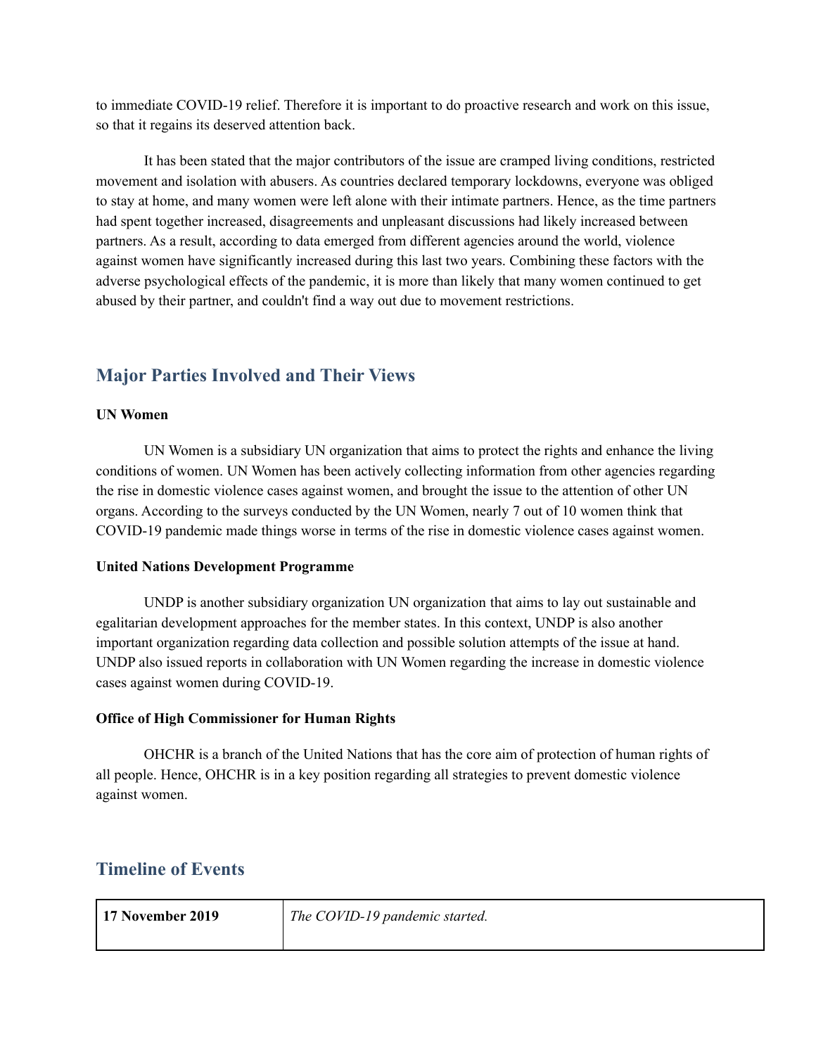to immediate COVID-19 relief. Therefore it is important to do proactive research and work on this issue, so that it regains its deserved attention back.

It has been stated that the major contributors of the issue are cramped living conditions, restricted movement and isolation with abusers. As countries declared temporary lockdowns, everyone was obliged to stay at home, and many women were left alone with their intimate partners. Hence, as the time partners had spent together increased, disagreements and unpleasant discussions had likely increased between partners. As a result, according to data emerged from different agencies around the world, violence against women have significantly increased during this last two years. Combining these factors with the adverse psychological effects of the pandemic, it is more than likely that many women continued to get abused by their partner, and couldn't find a way out due to movement restrictions.

## Major Parties Involved and Their Views

**UN Women**

UN Women is a subsidiary UN organization that aims to protect the rights and enhance the living conditions of women. UN Women has been actively collecting information from other agencies regarding the rise in domestic violence cases against women, and brought the issue to the attention of other UN organs. According to the surveys conducted by the UN Women, nearly 7 out of 10 women think that COVID-19 pandemic made things worse in terms of the rise in domestic violence cases against women.

**United Nations Development Programme**

UNDP is another subsidiary organization UN organization that aims to lay out sustainable and egalitarian development approaches for the member states. In this context, UNDP is also another important organization regarding data collection and possible solution attempts of the issue at hand. UNDP also issued reports in collaboration with UN Women regarding the increase in domestic violence cases against women during COVID-19.

**Office of High Commissioner for Human Rights**

OHCHR is a branch of the United Nations that has the core aim of protection of human rights of all people. Hence, OHCHR is in a key position regarding all strategies to prevent domestic violence against women.

## Timeline of Events

| | |
|---|---|
| **17 November 2019** | *The COVID-19 pandemic started.* |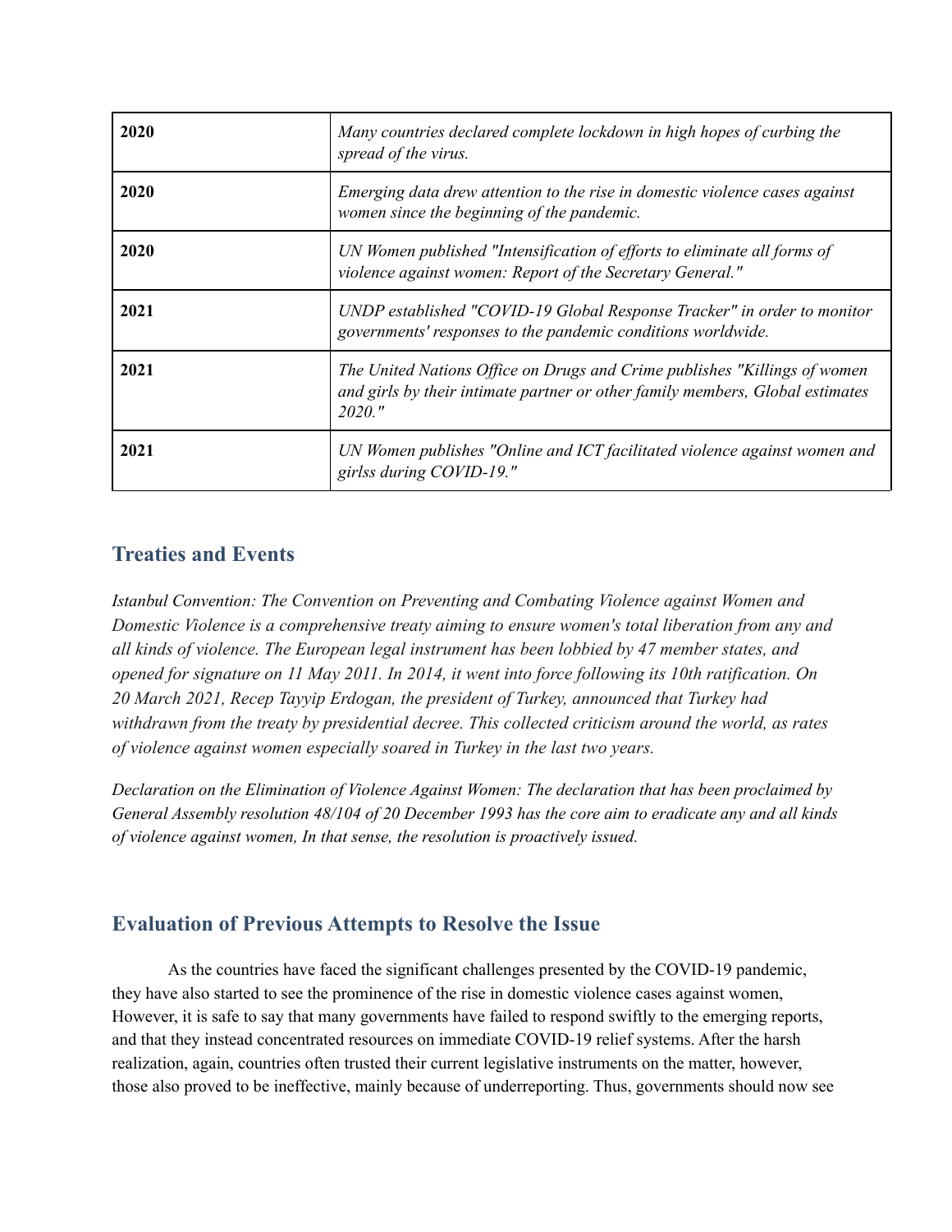| 2020 | *Many countries declared complete lockdown in high hopes of curbing the spread of the virus.* |
|---|---|
| 2020 | *Emerging data drew attention to the rise in domestic violence cases against women since the beginning of the pandemic.* |
| 2020 | *UN Women published "Intensification of efforts to eliminate all forms of violence against women: Report of the Secretary General."* |
| 2021 | *UNDP established "COVID-19 Global Response Tracker" in order to monitor governments' responses to the pandemic conditions worldwide.* |
| 2021 | *The United Nations Office on Drugs and Crime publishes "Killings of women and girls by their intimate partner or other family members, Global estimates 2020."* |
| 2021 | *UN Women publishes "Online and ICT facilitated violence against women and girlss during COVID-19."* |

## Treaties and Events

*Istanbul Convention: The Convention on Preventing and Combating Violence against Women and Domestic Violence is a comprehensive treaty aiming to ensure women's total liberation from any and all kinds of violence. The European legal instrument has been lobbied by 47 member states, and opened for signature on 11 May 2011. In 2014, it went into force following its 10th ratification. On 20 March 2021, Recep Tayyip Erdogan, the president of Turkey, announced that Turkey had withdrawn from the treaty by presidential decree. This collected criticism around the world, as rates of violence against women especially soared in Turkey in the last two years.*

*Declaration on the Elimination of Violence Against Women: The declaration that has been proclaimed by General Assembly resolution 48/104 of 20 December 1993 has the core aim to eradicate any and all kinds of violence against women, In that sense, the resolution is proactively issued.*

## Evaluation of Previous Attempts to Resolve the Issue

As the countries have faced the significant challenges presented by the COVID-19 pandemic, they have also started to see the prominence of the rise in domestic violence cases against women, However, it is safe to say that many governments have failed to respond swiftly to the emerging reports, and that they instead concentrated resources on immediate COVID-19 relief systems. After the harsh realization, again, countries often trusted their current legislative instruments on the matter, however, those also proved to be ineffective, mainly because of underreporting. Thus, governments should now see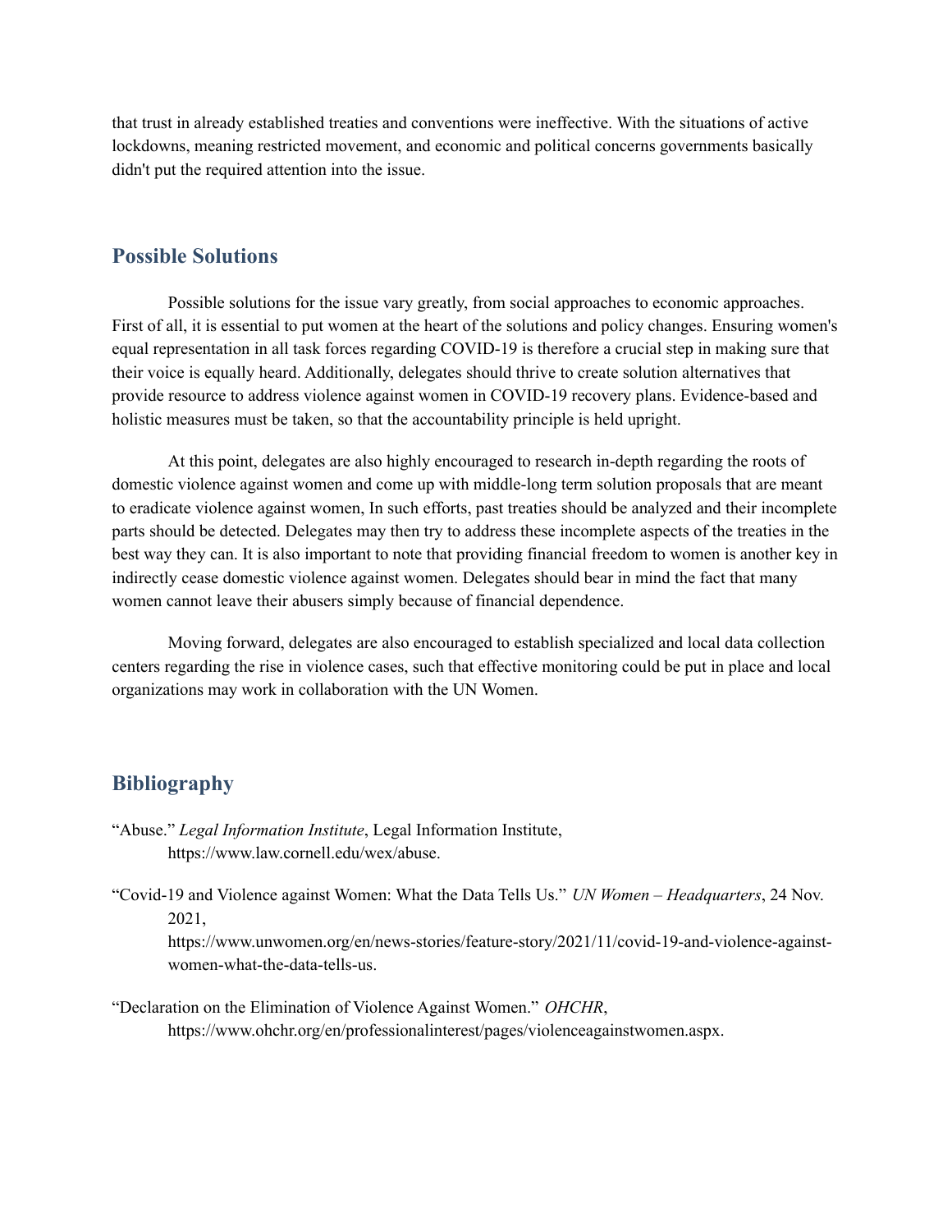that trust in already established treaties and conventions were ineffective. With the situations of active lockdowns, meaning restricted movement, and economic and political concerns governments basically didn't put the required attention into the issue.

## Possible Solutions

Possible solutions for the issue vary greatly, from social approaches to economic approaches. First of all, it is essential to put women at the heart of the solutions and policy changes. Ensuring women's equal representation in all task forces regarding COVID-19 is therefore a crucial step in making sure that their voice is equally heard. Additionally, delegates should thrive to create solution alternatives that provide resource to address violence against women in COVID-19 recovery plans. Evidence-based and holistic measures must be taken, so that the accountability principle is held upright.

At this point, delegates are also highly encouraged to research in-depth regarding the roots of domestic violence against women and come up with middle-long term solution proposals that are meant to eradicate violence against women, In such efforts, past treaties should be analyzed and their incomplete parts should be detected. Delegates may then try to address these incomplete aspects of the treaties in the best way they can. It is also important to note that providing financial freedom to women is another key in indirectly cease domestic violence against women. Delegates should bear in mind the fact that many women cannot leave their abusers simply because of financial dependence.

Moving forward, delegates are also encouraged to establish specialized and local data collection centers regarding the rise in violence cases, such that effective monitoring could be put in place and local organizations may work in collaboration with the UN Women.

## Bibliography

"Abuse." *Legal Information Institute*, Legal Information Institute, https://www.law.cornell.edu/wex/abuse.

"Covid-19 and Violence against Women: What the Data Tells Us." *UN Women – Headquarters*, 24 Nov. 2021, https://www.unwomen.org/en/news-stories/feature-story/2021/11/covid-19-and-violence-against-women-what-the-data-tells-us.

"Declaration on the Elimination of Violence Against Women." *OHCHR*, https://www.ohchr.org/en/professionalinterest/pages/violenceagainstwomen.aspx.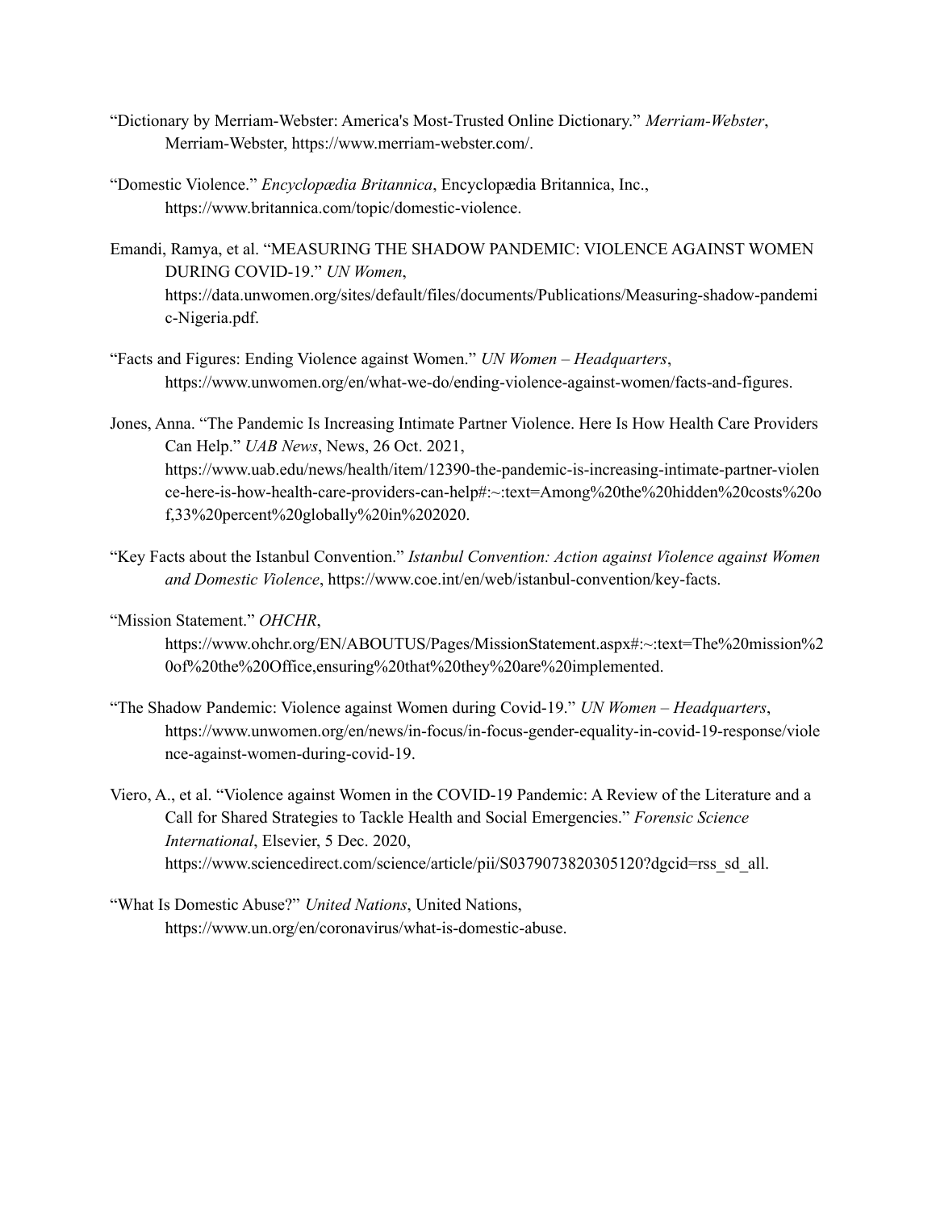"Dictionary by Merriam-Webster: America's Most-Trusted Online Dictionary." *Merriam-Webster*, Merriam-Webster, https://www.merriam-webster.com/.

"Domestic Violence." *Encyclopædia Britannica*, Encyclopædia Britannica, Inc., https://www.britannica.com/topic/domestic-violence.

Emandi, Ramya, et al. "MEASURING THE SHADOW PANDEMIC: VIOLENCE AGAINST WOMEN DURING COVID-19." *UN Women*, https://data.unwomen.org/sites/default/files/documents/Publications/Measuring-shadow-pandemic-Nigeria.pdf.

"Facts and Figures: Ending Violence against Women." *UN Women – Headquarters*, https://www.unwomen.org/en/what-we-do/ending-violence-against-women/facts-and-figures.

Jones, Anna. "The Pandemic Is Increasing Intimate Partner Violence. Here Is How Health Care Providers Can Help." *UAB News*, News, 26 Oct. 2021, https://www.uab.edu/news/health/item/12390-the-pandemic-is-increasing-intimate-partner-violence-here-is-how-health-care-providers-can-help#:~:text=Among%20the%20hidden%20costs%20of,33%20percent%20globally%20in%202020.

"Key Facts about the Istanbul Convention." *Istanbul Convention: Action against Violence against Women and Domestic Violence*, https://www.coe.int/en/web/istanbul-convention/key-facts.

"Mission Statement." *OHCHR*, https://www.ohchr.org/EN/ABOUTUS/Pages/MissionStatement.aspx#:~:text=The%20mission%20of%20the%20Office,ensuring%20that%20they%20are%20implemented.

"The Shadow Pandemic: Violence against Women during Covid-19." *UN Women – Headquarters*, https://www.unwomen.org/en/news/in-focus/in-focus-gender-equality-in-covid-19-response/violence-against-women-during-covid-19.

Viero, A., et al. "Violence against Women in the COVID-19 Pandemic: A Review of the Literature and a Call for Shared Strategies to Tackle Health and Social Emergencies." *Forensic Science International*, Elsevier, 5 Dec. 2020, https://www.sciencedirect.com/science/article/pii/S0379073820305120?dgcid=rss_sd_all.

"What Is Domestic Abuse?" *United Nations*, United Nations, https://www.un.org/en/coronavirus/what-is-domestic-abuse.